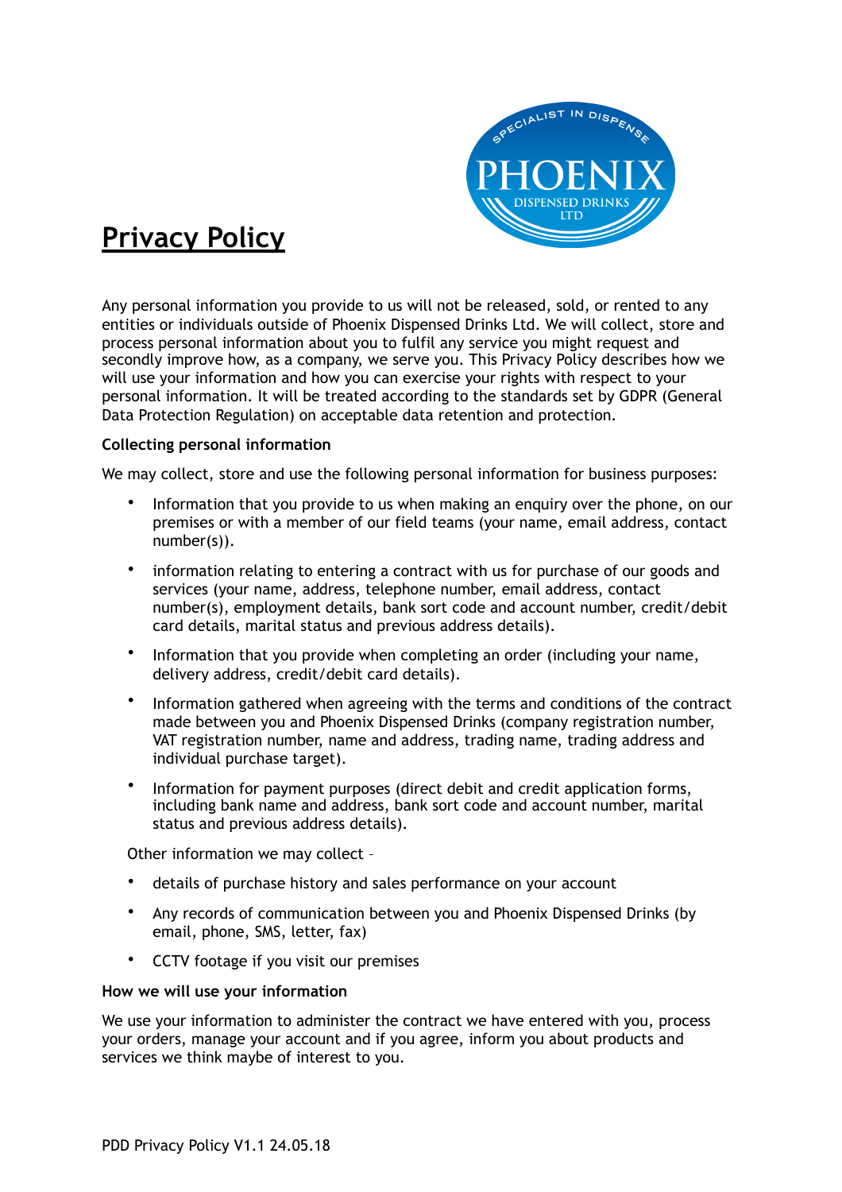# Privacy Policy

Any personal information you provide to us will not be released, sold, or rented to any entities or individuals outside of Phoenix Dispensed Drinks Ltd. We will collect, store and process personal information about you to fulfil any service you might request and secondly improve how, as a company, we serve you. This Privacy Policy describes how we will use your information and how you can exercise your rights with respect to your personal information. It will be treated according to the standards set by GDPR (General Data Protection Regulation) on acceptable data retention and protection.

**Collecting personal information**

We may collect, store and use the following personal information for business purposes:

- Information that you provide to us when making an enquiry over the phone, on our premises or with a member of our field teams (your name, email address, contact number(s)).
- information relating to entering a contract with us for purchase of our goods and services (your name, address, telephone number, email address, contact number(s), employment details, bank sort code and account number, credit/debit card details, marital status and previous address details).
- Information that you provide when completing an order (including your name, delivery address, credit/debit card details).
- Information gathered when agreeing with the terms and conditions of the contract made between you and Phoenix Dispensed Drinks (company registration number, VAT registration number, name and address, trading name, trading address and individual purchase target).
- Information for payment purposes (direct debit and credit application forms, including bank name and address, bank sort code and account number, marital status and previous address details).

Other information we may collect –

- details of purchase history and sales performance on your account
- Any records of communication between you and Phoenix Dispensed Drinks (by email, phone, SMS, letter, fax)
- CCTV footage if you visit our premises

**How we will use your information**

We use your information to administer the contract we have entered with you, process your orders, manage your account and if you agree, inform you about products and services we think maybe of interest to you.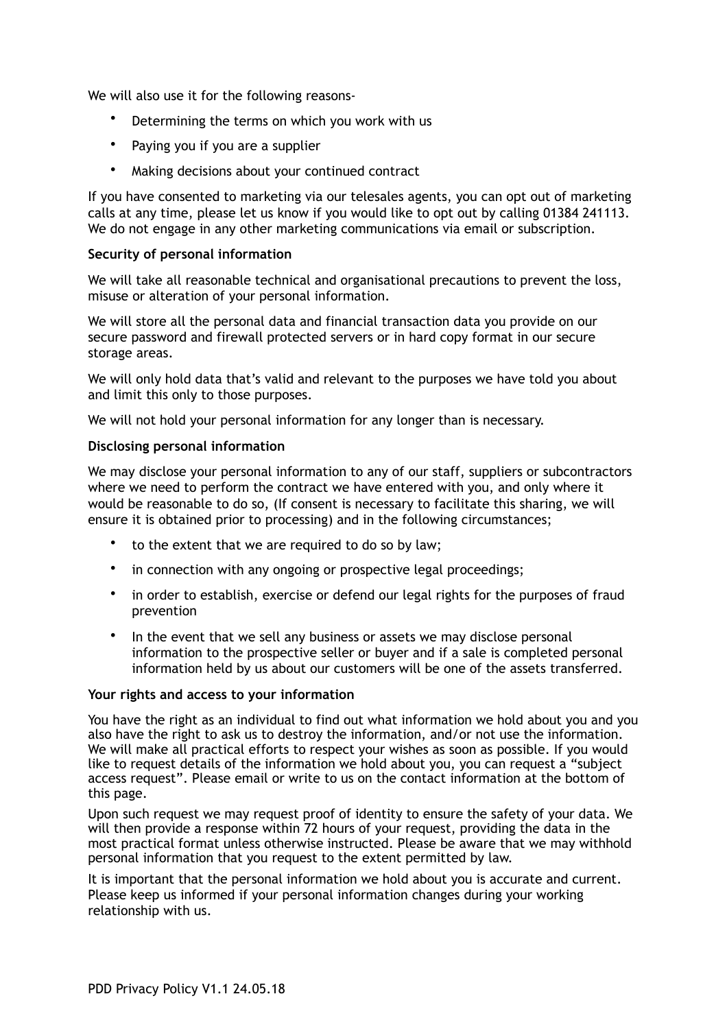We will also use it for the following reasons-

- Determining the terms on which you work with us
- Paying you if you are a supplier
- Making decisions about your continued contract

If you have consented to marketing via our telesales agents, you can opt out of marketing calls at any time, please let us know if you would like to opt out by calling 01384 241113. We do not engage in any other marketing communications via email or subscription.

**Security of personal information**

We will take all reasonable technical and organisational precautions to prevent the loss, misuse or alteration of your personal information.

We will store all the personal data and financial transaction data you provide on our secure password and firewall protected servers or in hard copy format in our secure storage areas.

We will only hold data that's valid and relevant to the purposes we have told you about and limit this only to those purposes.

We will not hold your personal information for any longer than is necessary.

**Disclosing personal information**

We may disclose your personal information to any of our staff, suppliers or subcontractors where we need to perform the contract we have entered with you, and only where it would be reasonable to do so, (If consent is necessary to facilitate this sharing, we will ensure it is obtained prior to processing) and in the following circumstances;

- to the extent that we are required to do so by law;
- in connection with any ongoing or prospective legal proceedings;
- in order to establish, exercise or defend our legal rights for the purposes of fraud prevention
- In the event that we sell any business or assets we may disclose personal information to the prospective seller or buyer and if a sale is completed personal information held by us about our customers will be one of the assets transferred.

**Your rights and access to your information**

You have the right as an individual to find out what information we hold about you and you also have the right to ask us to destroy the information, and/or not use the information. We will make all practical efforts to respect your wishes as soon as possible. If you would like to request details of the information we hold about you, you can request a "subject access request". Please email or write to us on the contact information at the bottom of this page.

Upon such request we may request proof of identity to ensure the safety of your data. We will then provide a response within 72 hours of your request, providing the data in the most practical format unless otherwise instructed. Please be aware that we may withhold personal information that you request to the extent permitted by law.

It is important that the personal information we hold about you is accurate and current. Please keep us informed if your personal information changes during your working relationship with us.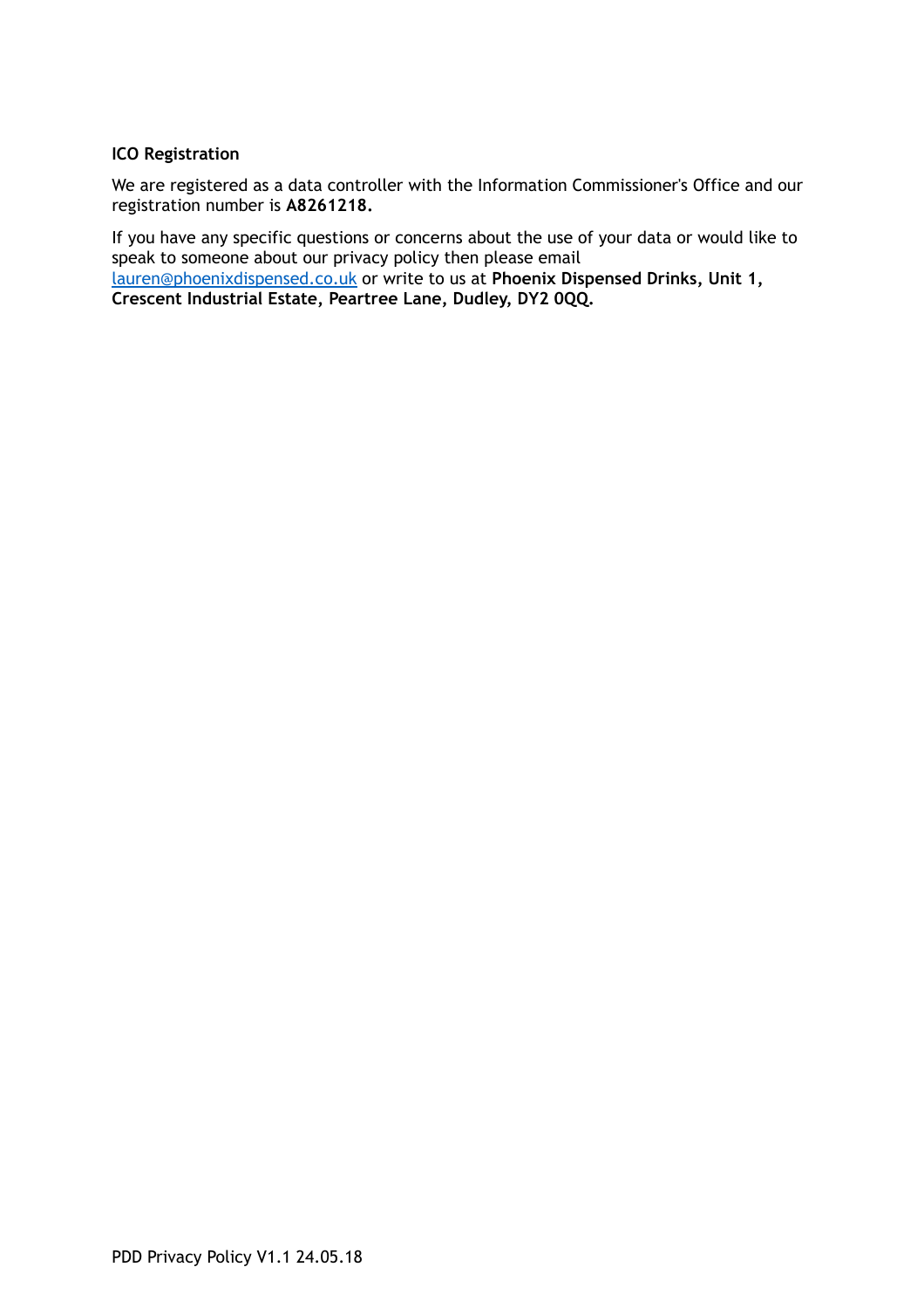**ICO Registration**

We are registered as a data controller with the Information Commissioner's Office and our registration number is **A8261218.**

If you have any specific questions or concerns about the use of your data or would like to speak to someone about our privacy policy then please email lauren@phoenixdispensed.co.uk or write to us at **Phoenix Dispensed Drinks, Unit 1, Crescent Industrial Estate, Peartree Lane, Dudley, DY2 0QQ.**